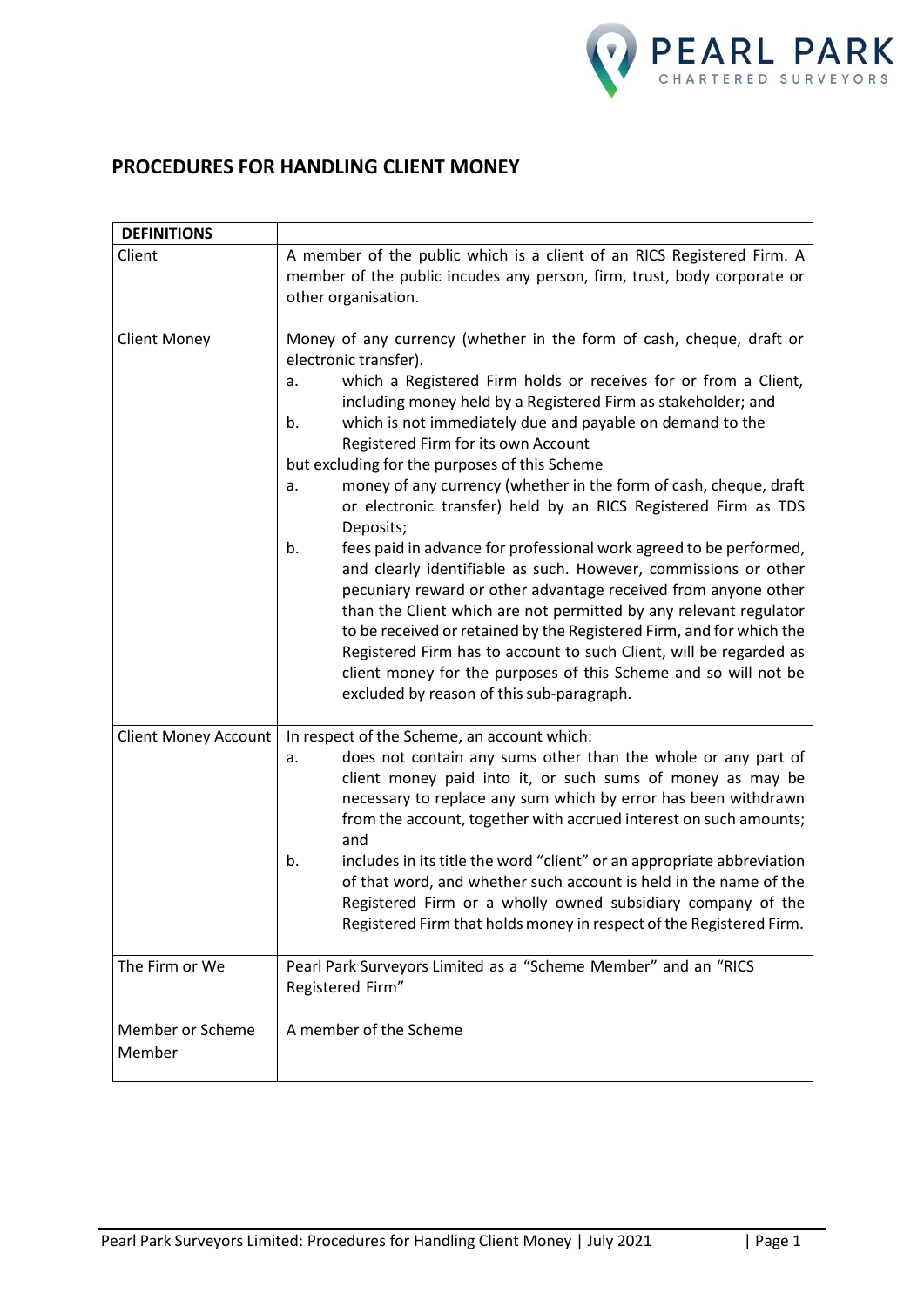# PROCEDURES FOR HANDLING CLIENT MONEY

| **DEFINITIONS** | |
|---|---|
| Client | A member of the public which is a client of an RICS Registered Firm. A member of the public incudes any person, firm, trust, body corporate or other organisation. |
| Client Money | Money of any currency (whether in the form of cash, cheque, draft or electronic transfer).<br>a. which a Registered Firm holds or receives for or from a Client, including money held by a Registered Firm as stakeholder; and<br>b. which is not immediately due and payable on demand to the Registered Firm for its own Account<br>but excluding for the purposes of this Scheme<br>a. money of any currency (whether in the form of cash, cheque, draft or electronic transfer) held by an RICS Registered Firm as TDS Deposits;<br>b. fees paid in advance for professional work agreed to be performed, and clearly identifiable as such. However, commissions or other pecuniary reward or other advantage received from anyone other than the Client which are not permitted by any relevant regulator to be received or retained by the Registered Firm, and for which the Registered Firm has to account to such Client, will be regarded as client money for the purposes of this Scheme and so will not be excluded by reason of this sub-paragraph. |
| Client Money Account | In respect of the Scheme, an account which:<br>a. does not contain any sums other than the whole or any part of client money paid into it, or such sums of money as may be necessary to replace any sum which by error has been withdrawn from the account, together with accrued interest on such amounts; and<br>b. includes in its title the word "client" or an appropriate abbreviation of that word, and whether such account is held in the name of the Registered Firm or a wholly owned subsidiary company of the Registered Firm that holds money in respect of the Registered Firm. |
| The Firm or We | Pearl Park Surveyors Limited as a "Scheme Member" and an "RICS Registered Firm" |
| Member or Scheme Member | A member of the Scheme |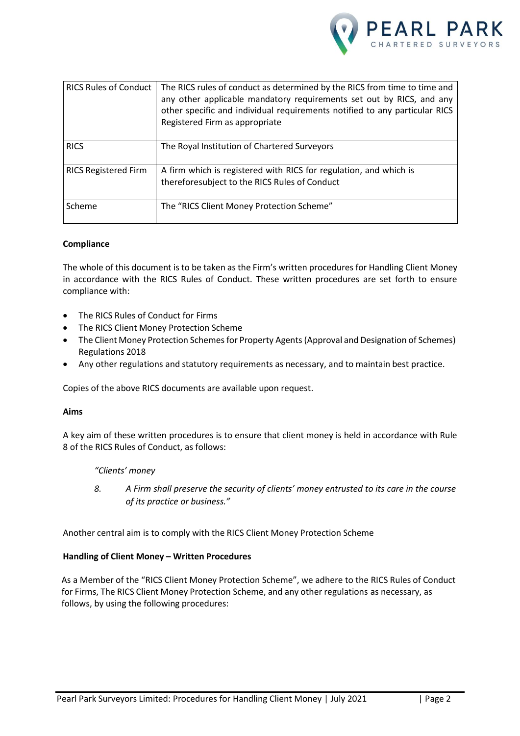| RICS Rules of Conduct | The RICS rules of conduct as determined by the RICS from time to time and any other applicable mandatory requirements set out by RICS, and any other specific and individual requirements notified to any particular RICS Registered Firm as appropriate |
|---|---|
| RICS | The Royal Institution of Chartered Surveyors |
| RICS Registered Firm | A firm which is registered with RICS for regulation, and which is thereforesubject to the RICS Rules of Conduct |
| Scheme | The "RICS Client Money Protection Scheme" |

**Compliance**

The whole of this document is to be taken as the Firm's written procedures for Handling Client Money in accordance with the RICS Rules of Conduct. These written procedures are set forth to ensure compliance with:

- The RICS Rules of Conduct for Firms
- The RICS Client Money Protection Scheme
- The Client Money Protection Schemes for Property Agents (Approval and Designation of Schemes) Regulations 2018
- Any other regulations and statutory requirements as necessary, and to maintain best practice.

Copies of the above RICS documents are available upon request.

**Aims**

A key aim of these written procedures is to ensure that client money is held in accordance with Rule 8 of the RICS Rules of Conduct, as follows:

> *"Clients' money*
>
> *8. A Firm shall preserve the security of clients' money entrusted to its care in the course of its practice or business."*

Another central aim is to comply with the RICS Client Money Protection Scheme

**Handling of Client Money – Written Procedures**

As a Member of the "RICS Client Money Protection Scheme", we adhere to the RICS Rules of Conduct for Firms, The RICS Client Money Protection Scheme, and any other regulations as necessary, as follows, by using the following procedures: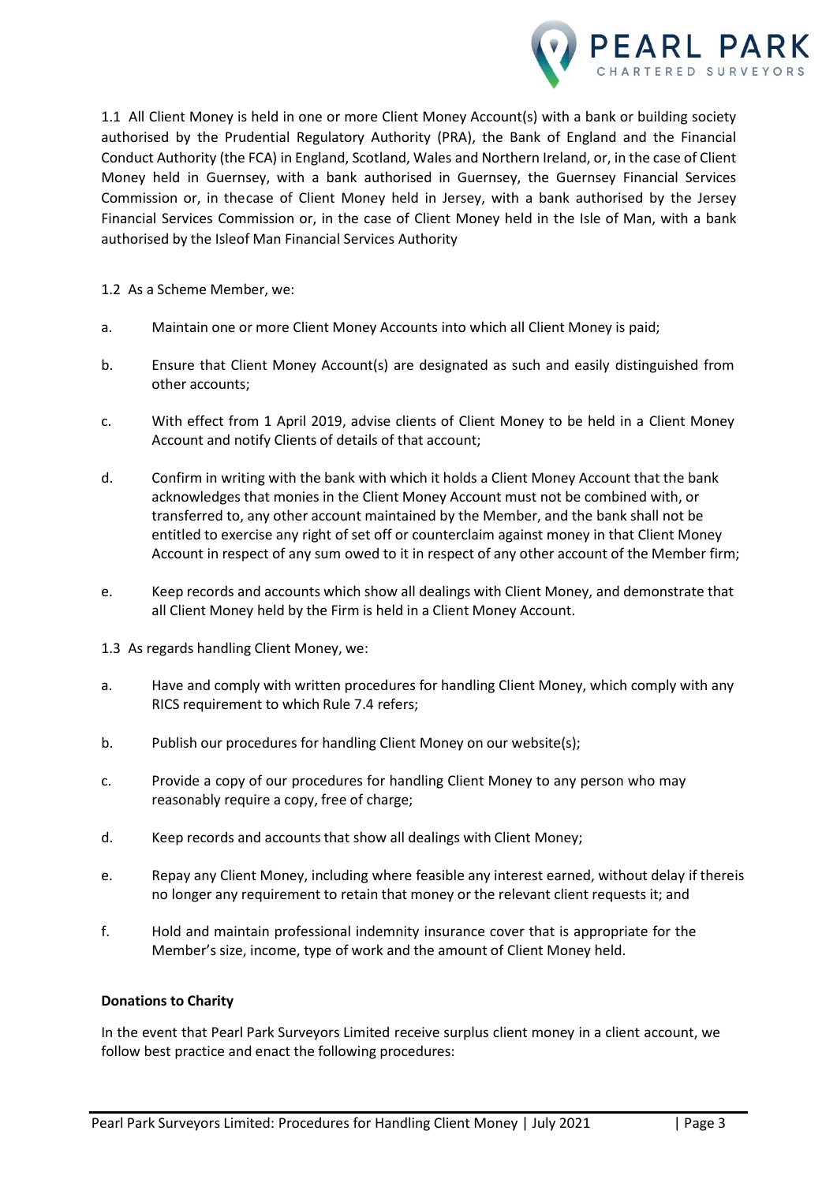1.1 All Client Money is held in one or more Client Money Account(s) with a bank or building society authorised by the Prudential Regulatory Authority (PRA), the Bank of England and the Financial Conduct Authority (the FCA) in England, Scotland, Wales and Northern Ireland, or, in the case of Client Money held in Guernsey, with a bank authorised in Guernsey, the Guernsey Financial Services Commission or, in thecase of Client Money held in Jersey, with a bank authorised by the Jersey Financial Services Commission or, in the case of Client Money held in the Isle of Man, with a bank authorised by the Isleof Man Financial Services Authority

1.2 As a Scheme Member, we:

a. Maintain one or more Client Money Accounts into which all Client Money is paid;

b. Ensure that Client Money Account(s) are designated as such and easily distinguished from other accounts;

c. With effect from 1 April 2019, advise clients of Client Money to be held in a Client Money Account and notify Clients of details of that account;

d. Confirm in writing with the bank with which it holds a Client Money Account that the bank acknowledges that monies in the Client Money Account must not be combined with, or transferred to, any other account maintained by the Member, and the bank shall not be entitled to exercise any right of set off or counterclaim against money in that Client Money Account in respect of any sum owed to it in respect of any other account of the Member firm;

e. Keep records and accounts which show all dealings with Client Money, and demonstrate that all Client Money held by the Firm is held in a Client Money Account.

1.3 As regards handling Client Money, we:

a. Have and comply with written procedures for handling Client Money, which comply with any RICS requirement to which Rule 7.4 refers;

b. Publish our procedures for handling Client Money on our website(s);

c. Provide a copy of our procedures for handling Client Money to any person who may reasonably require a copy, free of charge;

d. Keep records and accounts that show all dealings with Client Money;

e. Repay any Client Money, including where feasible any interest earned, without delay if thereis no longer any requirement to retain that money or the relevant client requests it; and

f. Hold and maintain professional indemnity insurance cover that is appropriate for the Member's size, income, type of work and the amount of Client Money held.

**Donations to Charity**

In the event that Pearl Park Surveyors Limited receive surplus client money in a client account, we follow best practice and enact the following procedures: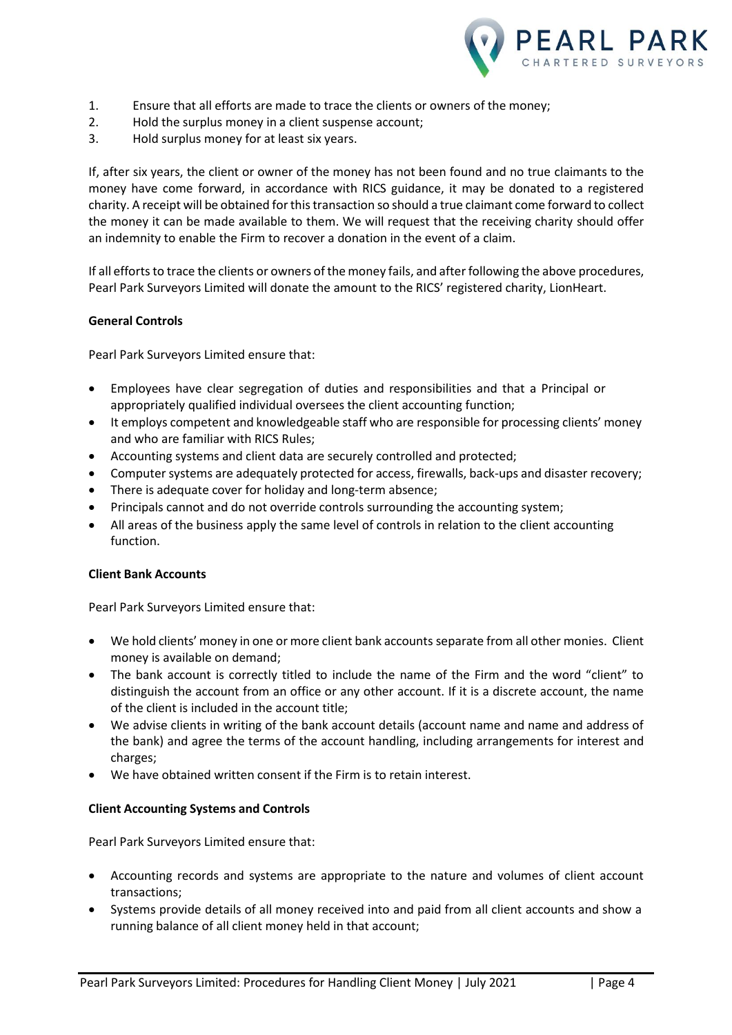1. Ensure that all efforts are made to trace the clients or owners of the money;
2. Hold the surplus money in a client suspense account;
3. Hold surplus money for at least six years.

If, after six years, the client or owner of the money has not been found and no true claimants to the money have come forward, in accordance with RICS guidance, it may be donated to a registered charity. A receipt will be obtained for this transaction so should a true claimant come forward to collect the money it can be made available to them. We will request that the receiving charity should offer an indemnity to enable the Firm to recover a donation in the event of a claim.

If all efforts to trace the clients or owners of the money fails, and after following the above procedures, Pearl Park Surveyors Limited will donate the amount to the RICS' registered charity, LionHeart.

**General Controls**

Pearl Park Surveyors Limited ensure that:

- Employees have clear segregation of duties and responsibilities and that a Principal or appropriately qualified individual oversees the client accounting function;
- It employs competent and knowledgeable staff who are responsible for processing clients' money and who are familiar with RICS Rules;
- Accounting systems and client data are securely controlled and protected;
- Computer systems are adequately protected for access, firewalls, back-ups and disaster recovery;
- There is adequate cover for holiday and long-term absence;
- Principals cannot and do not override controls surrounding the accounting system;
- All areas of the business apply the same level of controls in relation to the client accounting function.

**Client Bank Accounts**

Pearl Park Surveyors Limited ensure that:

- We hold clients' money in one or more client bank accounts separate from all other monies. Client money is available on demand;
- The bank account is correctly titled to include the name of the Firm and the word "client" to distinguish the account from an office or any other account. If it is a discrete account, the name of the client is included in the account title;
- We advise clients in writing of the bank account details (account name and name and address of the bank) and agree the terms of the account handling, including arrangements for interest and charges;
- We have obtained written consent if the Firm is to retain interest.

**Client Accounting Systems and Controls**

Pearl Park Surveyors Limited ensure that:

- Accounting records and systems are appropriate to the nature and volumes of client account transactions;
- Systems provide details of all money received into and paid from all client accounts and show a running balance of all client money held in that account;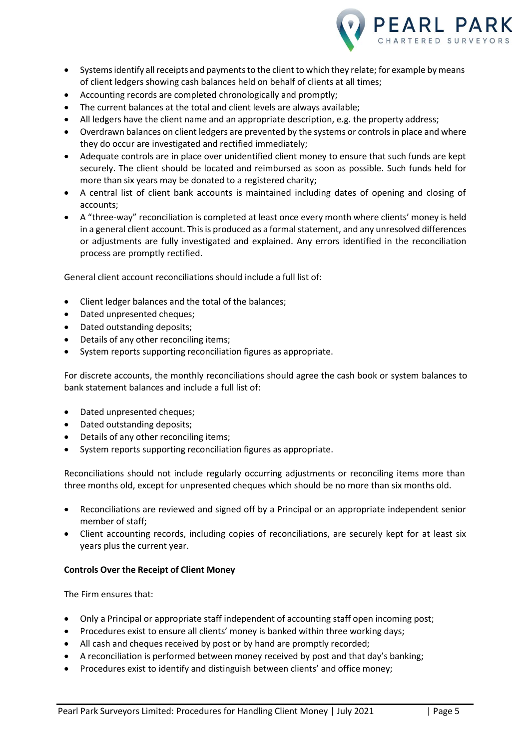- Systems identify all receipts and payments to the client to which they relate; for example by means of client ledgers showing cash balances held on behalf of clients at all times;
- Accounting records are completed chronologically and promptly;
- The current balances at the total and client levels are always available;
- All ledgers have the client name and an appropriate description, e.g. the property address;
- Overdrawn balances on client ledgers are prevented by the systems or controls in place and where they do occur are investigated and rectified immediately;
- Adequate controls are in place over unidentified client money to ensure that such funds are kept securely. The client should be located and reimbursed as soon as possible. Such funds held for more than six years may be donated to a registered charity;
- A central list of client bank accounts is maintained including dates of opening and closing of accounts;
- A "three-way" reconciliation is completed at least once every month where clients' money is held in a general client account. This is produced as a formal statement, and any unresolved differences or adjustments are fully investigated and explained. Any errors identified in the reconciliation process are promptly rectified.

General client account reconciliations should include a full list of:

- Client ledger balances and the total of the balances;
- Dated unpresented cheques;
- Dated outstanding deposits;
- Details of any other reconciling items;
- System reports supporting reconciliation figures as appropriate.

For discrete accounts, the monthly reconciliations should agree the cash book or system balances to bank statement balances and include a full list of:

- Dated unpresented cheques;
- Dated outstanding deposits;
- Details of any other reconciling items;
- System reports supporting reconciliation figures as appropriate.

Reconciliations should not include regularly occurring adjustments or reconciling items more than three months old, except for unpresented cheques which should be no more than six months old.

- Reconciliations are reviewed and signed off by a Principal or an appropriate independent senior member of staff;
- Client accounting records, including copies of reconciliations, are securely kept for at least six years plus the current year.

**Controls Over the Receipt of Client Money**

The Firm ensures that:

- Only a Principal or appropriate staff independent of accounting staff open incoming post;
- Procedures exist to ensure all clients' money is banked within three working days;
- All cash and cheques received by post or by hand are promptly recorded;
- A reconciliation is performed between money received by post and that day's banking;
- Procedures exist to identify and distinguish between clients' and office money;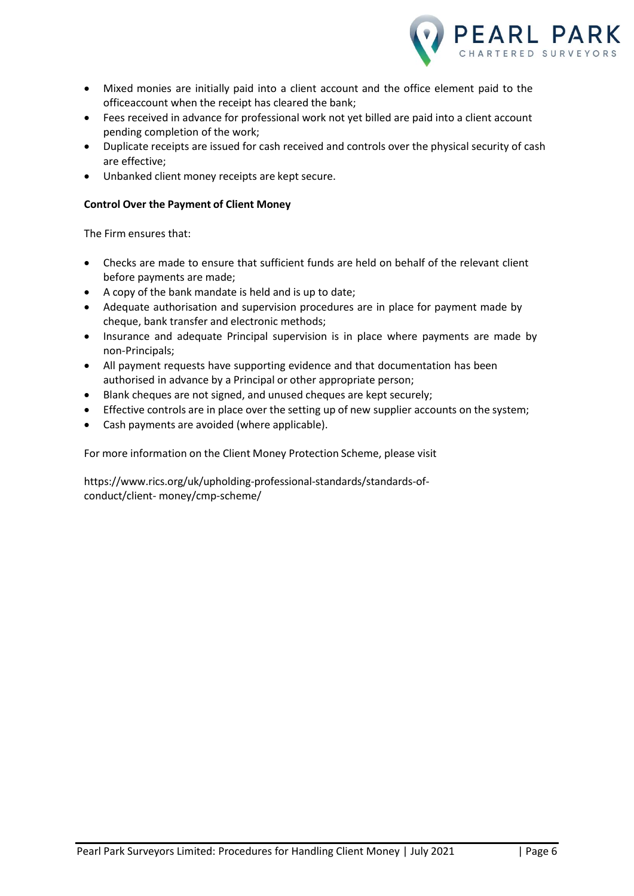- Mixed monies are initially paid into a client account and the office element paid to the officeaccount when the receipt has cleared the bank;
- Fees received in advance for professional work not yet billed are paid into a client account pending completion of the work;
- Duplicate receipts are issued for cash received and controls over the physical security of cash are effective;
- Unbanked client money receipts are kept secure.

**Control Over the Payment of Client Money**

The Firm ensures that:

- Checks are made to ensure that sufficient funds are held on behalf of the relevant client before payments are made;
- A copy of the bank mandate is held and is up to date;
- Adequate authorisation and supervision procedures are in place for payment made by cheque, bank transfer and electronic methods;
- Insurance and adequate Principal supervision is in place where payments are made by non-Principals;
- All payment requests have supporting evidence and that documentation has been authorised in advance by a Principal or other appropriate person;
- Blank cheques are not signed, and unused cheques are kept securely;
- Effective controls are in place over the setting up of new supplier accounts on the system;
- Cash payments are avoided (where applicable).

For more information on the Client Money Protection Scheme, please visit

https://www.rics.org/uk/upholding-professional-standards/standards-of-conduct/client- money/cmp-scheme/